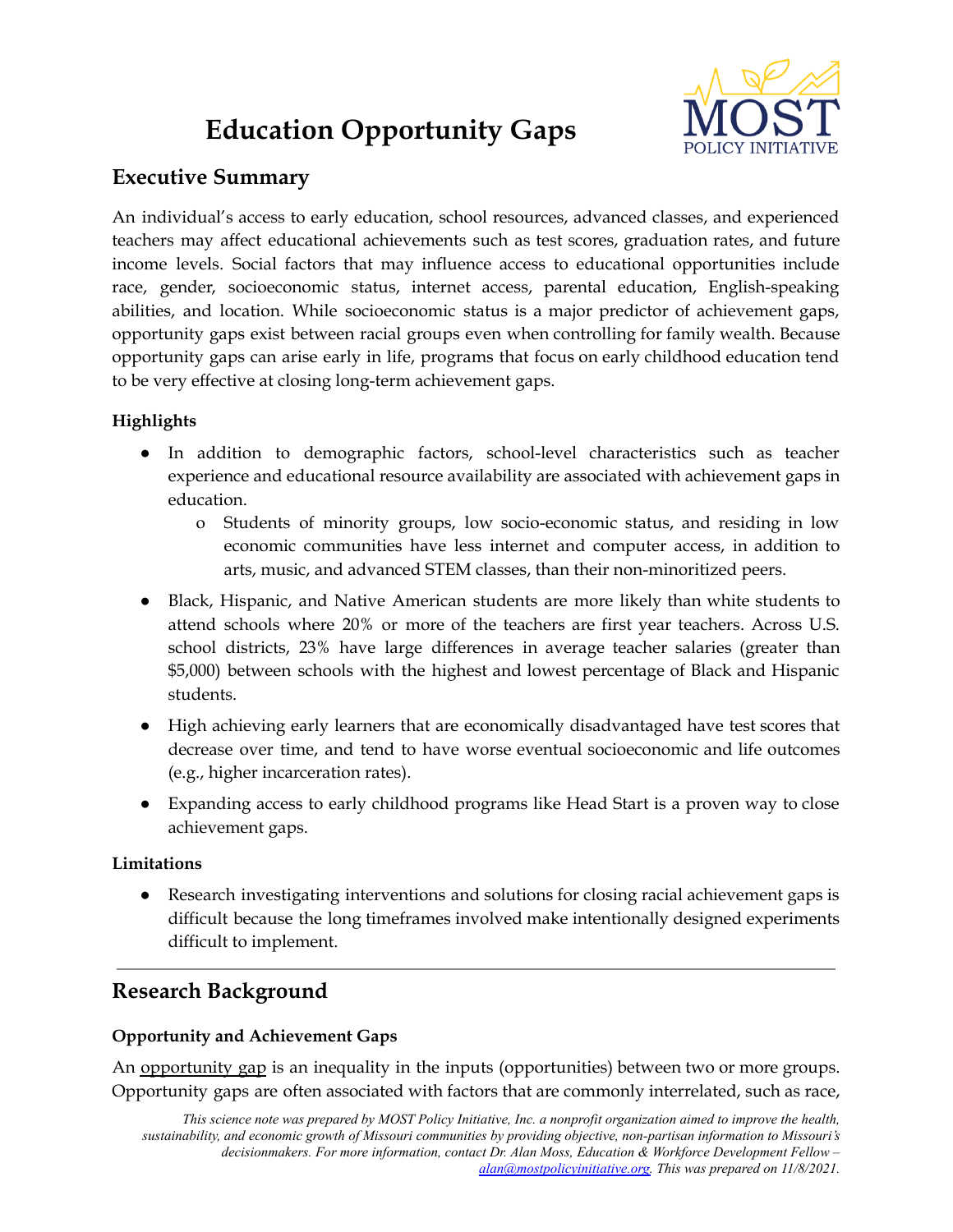# Education Opportunity Gaps

## Executive Summary

An individual's access to early education, school resources, advanced classes, and experienced teachers may affect educational achievements such as test scores, graduation rates, and future income levels. Social factors that may influence access to educational opportunities include race, gender, socioeconomic status, internet access, parental education, English-speaking abilities, and location. While socioeconomic status is a major predictor of achievement gaps, opportunity gaps exist between racial groups even when controlling for family wealth. Because opportunity gaps can arise early in life, programs that focus on early childhood education tend to be very effective at closing long-term achievement gaps.

### Highlights

- In addition to demographic factors, school-level characteristics such as teacher experience and educational resource availability are associated with achievement gaps in education.
  - Students of minority groups, low socio-economic status, and residing in low economic communities have less internet and computer access, in addition to arts, music, and advanced STEM classes, than their non-minoritized peers.
- Black, Hispanic, and Native American students are more likely than white students to attend schools where 20% or more of the teachers are first year teachers. Across U.S. school districts, 23% have large differences in average teacher salaries (greater than $5,000) between schools with the highest and lowest percentage of Black and Hispanic students.
- High achieving early learners that are economically disadvantaged have test scores that decrease over time, and tend to have worse eventual socioeconomic and life outcomes (e.g., higher incarceration rates).
- Expanding access to early childhood programs like Head Start is a proven way to close achievement gaps.

### Limitations

- Research investigating interventions and solutions for closing racial achievement gaps is difficult because the long timeframes involved make intentionally designed experiments difficult to implement.

---

## Research Background

### Opportunity and Achievement Gaps

An opportunity gap is an inequality in the inputs (opportunities) between two or more groups. Opportunity gaps are often associated with factors that are commonly interrelated, such as race,

*This science note was prepared by MOST Policy Initiative, Inc. a nonprofit organization aimed to improve the health, sustainability, and economic growth of Missouri communities by providing objective, non-partisan information to Missouri's decisionmakers. For more information, contact Dr. Alan Moss, Education & Workforce Development Fellow – alan@mostpolicyinitiative.org. This was prepared on 11/8/2021.*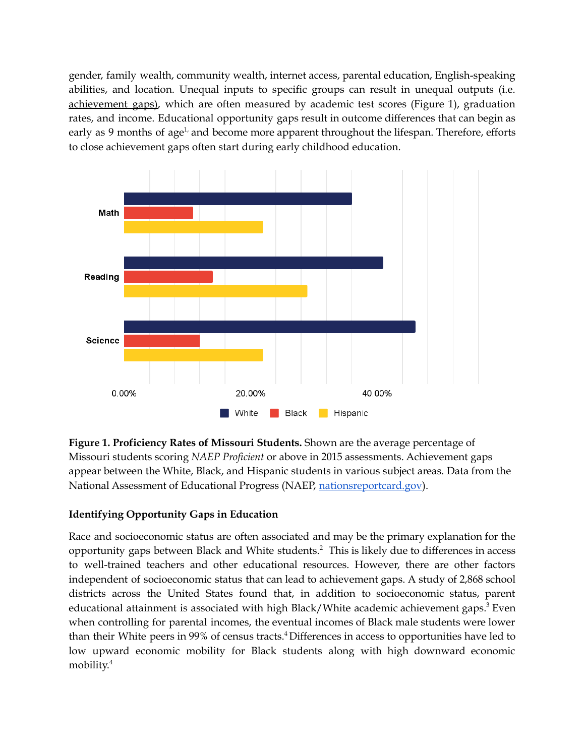gender, family wealth, community wealth, internet access, parental education, English-speaking abilities, and location. Unequal inputs to specific groups can result in unequal outputs (i.e. achievement gaps), which are often measured by academic test scores (Figure 1), graduation rates, and income. Educational opportunity gaps result in outcome differences that can begin as early as 9 months of age[1,] and become more apparent throughout the lifespan. Therefore, efforts to close achievement gaps often start during early childhood education.

**Figure 1. Proficiency Rates of Missouri Students.** Shown are the average percentage of Missouri students scoring *NAEP Proficient* or above in 2015 assessments. Achievement gaps appear between the White, Black, and Hispanic students in various subject areas. Data from the National Assessment of Educational Progress (NAEP, nationsreportcard.gov).

### Identifying Opportunity Gaps in Education

Race and socioeconomic status are often associated and may be the primary explanation for the opportunity gaps between Black and White students.[2] This is likely due to differences in access to well-trained teachers and other educational resources. However, there are other factors independent of socioeconomic status that can lead to achievement gaps. A study of 2,868 school districts across the United States found that, in addition to socioeconomic status, parent educational attainment is associated with high Black/White academic achievement gaps.[3] Even when controlling for parental incomes, the eventual incomes of Black male students were lower than their White peers in 99% of census tracts.[4] Differences in access to opportunities have led to low upward economic mobility for Black students along with high downward economic mobility.[4]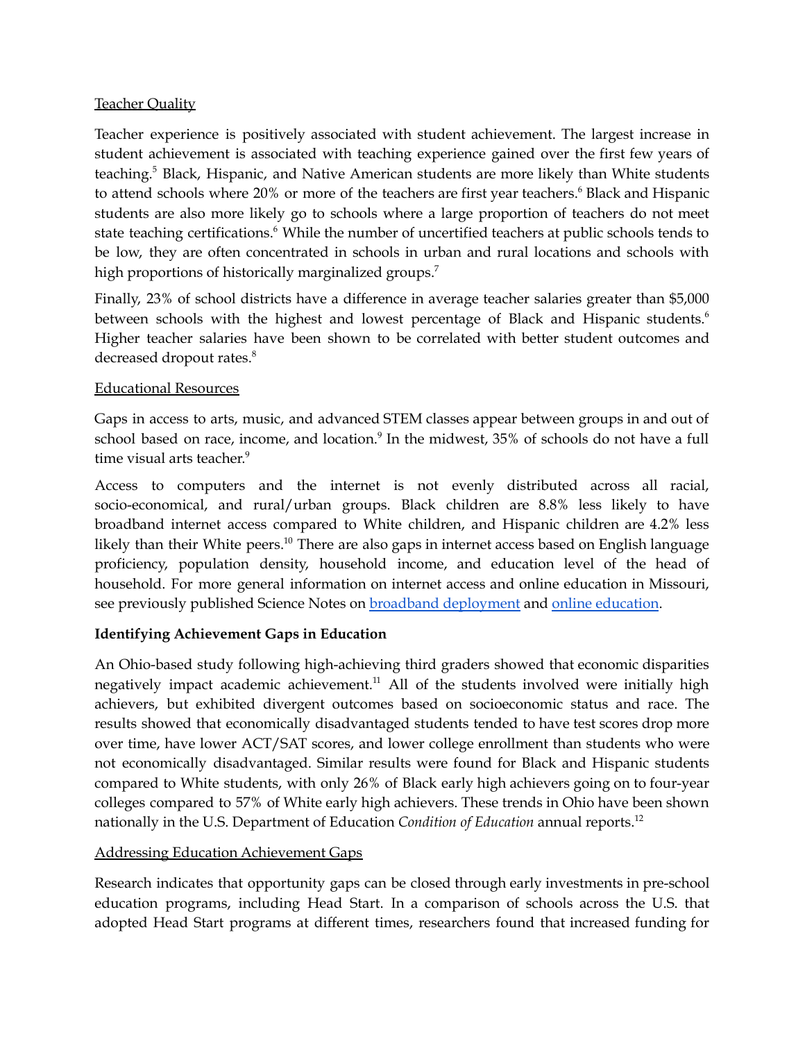Teacher Quality

Teacher experience is positively associated with student achievement. The largest increase in student achievement is associated with teaching experience gained over the first few years of teaching.[5] Black, Hispanic, and Native American students are more likely than White students to attend schools where 20% or more of the teachers are first year teachers.[6] Black and Hispanic students are also more likely go to schools where a large proportion of teachers do not meet state teaching certifications.[6] While the number of uncertified teachers at public schools tends to be low, they are often concentrated in schools in urban and rural locations and schools with high proportions of historically marginalized groups.[7]

Finally, 23% of school districts have a difference in average teacher salaries greater than $5,000 between schools with the highest and lowest percentage of Black and Hispanic students.[6] Higher teacher salaries have been shown to be correlated with better student outcomes and decreased dropout rates.[8]

Educational Resources

Gaps in access to arts, music, and advanced STEM classes appear between groups in and out of school based on race, income, and location.[9] In the midwest, 35% of schools do not have a full time visual arts teacher.[9]

Access to computers and the internet is not evenly distributed across all racial, socio-economical, and rural/urban groups. Black children are 8.8% less likely to have broadband internet access compared to White children, and Hispanic children are 4.2% less likely than their White peers.[10] There are also gaps in internet access based on English language proficiency, population density, household income, and education level of the head of household. For more general information on internet access and online education in Missouri, see previously published Science Notes on [broadband deployment]() and [online education]().

### Identifying Achievement Gaps in Education

An Ohio-based study following high-achieving third graders showed that economic disparities negatively impact academic achievement.[11] All of the students involved were initially high achievers, but exhibited divergent outcomes based on socioeconomic status and race. The results showed that economically disadvantaged students tended to have test scores drop more over time, have lower ACT/SAT scores, and lower college enrollment than students who were not economically disadvantaged. Similar results were found for Black and Hispanic students compared to White students, with only 26% of Black early high achievers going on to four-year colleges compared to 57% of White early high achievers. These trends in Ohio have been shown nationally in the U.S. Department of Education *Condition of Education* annual reports.[12]

Addressing Education Achievement Gaps

Research indicates that opportunity gaps can be closed through early investments in pre-school education programs, including Head Start. In a comparison of schools across the U.S. that adopted Head Start programs at different times, researchers found that increased funding for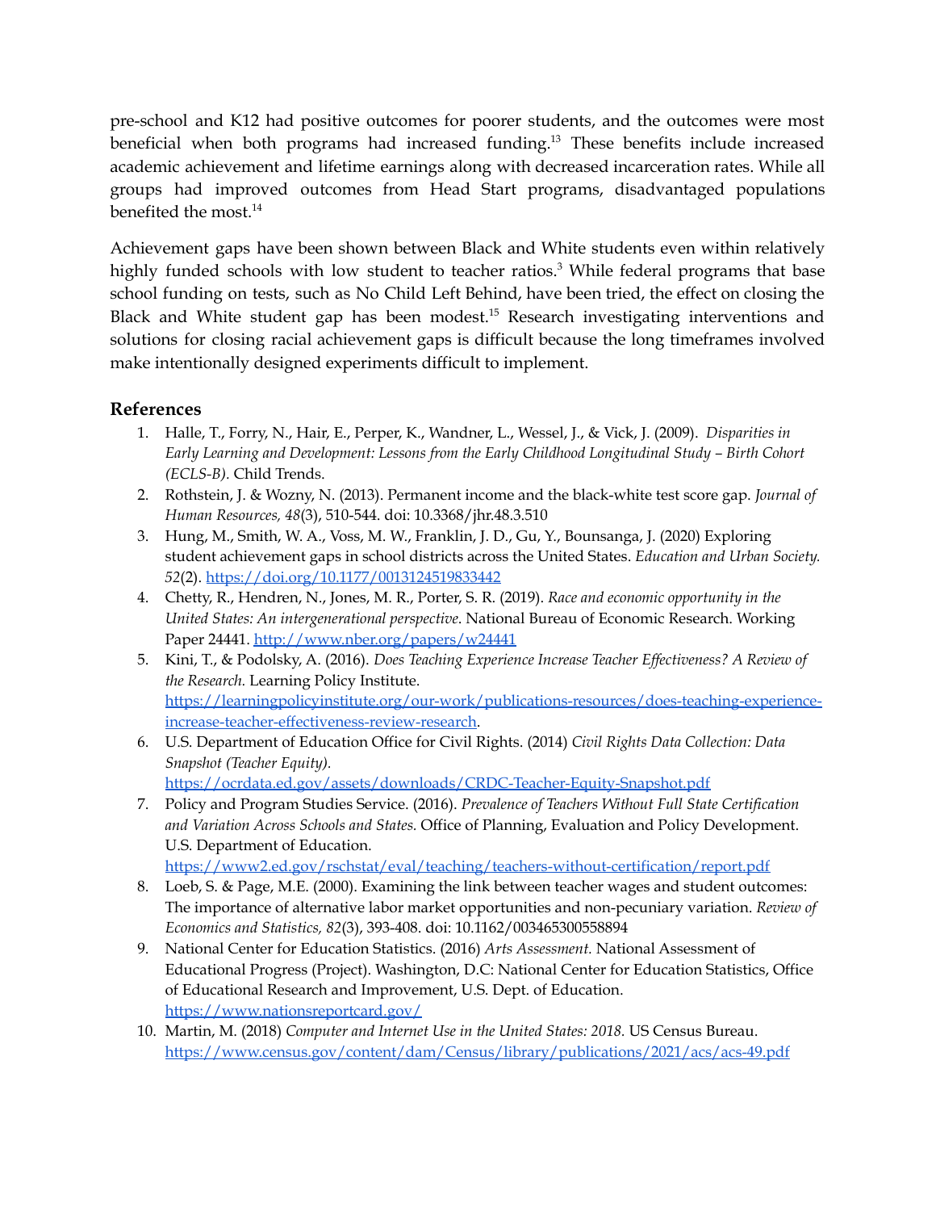pre-school and K12 had positive outcomes for poorer students, and the outcomes were most beneficial when both programs had increased funding.[13] These benefits include increased academic achievement and lifetime earnings along with decreased incarceration rates. While all groups had improved outcomes from Head Start programs, disadvantaged populations benefited the most.[14]

Achievement gaps have been shown between Black and White students even within relatively highly funded schools with low student to teacher ratios.[3] While federal programs that base school funding on tests, such as No Child Left Behind, have been tried, the effect on closing the Black and White student gap has been modest.[15] Research investigating interventions and solutions for closing racial achievement gaps is difficult because the long timeframes involved make intentionally designed experiments difficult to implement.

## References

1. Halle, T., Forry, N., Hair, E., Perper, K., Wandner, L., Wessel, J., & Vick, J. (2009). *Disparities in Early Learning and Development: Lessons from the Early Childhood Longitudinal Study – Birth Cohort (ECLS-B).* Child Trends.
2. Rothstein, J. & Wozny, N. (2013). Permanent income and the black-white test score gap. *Journal of Human Resources, 48*(3), 510-544. doi: 10.3368/jhr.48.3.510
3. Hung, M., Smith, W. A., Voss, M. W., Franklin, J. D., Gu, Y., Bounsanga, J. (2020) Exploring student achievement gaps in school districts across the United States. *Education and Urban Society. 52*(2). https://doi.org/10.1177/0013124519833442
4. Chetty, R., Hendren, N., Jones, M. R., Porter, S. R. (2019). *Race and economic opportunity in the United States: An intergenerational perspective*. National Bureau of Economic Research. Working Paper 24441. http://www.nber.org/papers/w24441
5. Kini, T., & Podolsky, A. (2016). *Does Teaching Experience Increase Teacher Effectiveness? A Review of the Research.* Learning Policy Institute. https://learningpolicyinstitute.org/our-work/publications-resources/does-teaching-experience-increase-teacher-effectiveness-review-research.
6. U.S. Department of Education Office for Civil Rights. (2014) *Civil Rights Data Collection: Data Snapshot (Teacher Equity).* https://ocrdata.ed.gov/assets/downloads/CRDC-Teacher-Equity-Snapshot.pdf
7. Policy and Program Studies Service. (2016). *Prevalence of Teachers Without Full State Certification and Variation Across Schools and States.* Office of Planning, Evaluation and Policy Development. U.S. Department of Education. https://www2.ed.gov/rschstat/eval/teaching/teachers-without-certification/report.pdf
8. Loeb, S. & Page, M.E. (2000). Examining the link between teacher wages and student outcomes: The importance of alternative labor market opportunities and non-pecuniary variation. *Review of Economics and Statistics, 82*(3), 393-408. doi: 10.1162/003465300558894
9. National Center for Education Statistics. (2016) *Arts Assessment.* National Assessment of Educational Progress (Project). Washington, D.C: National Center for Education Statistics, Office of Educational Research and Improvement, U.S. Dept. of Education. https://www.nationsreportcard.gov/
10. Martin, M. (2018) *Computer and Internet Use in the United States: 2018.* US Census Bureau. https://www.census.gov/content/dam/Census/library/publications/2021/acs/acs-49.pdf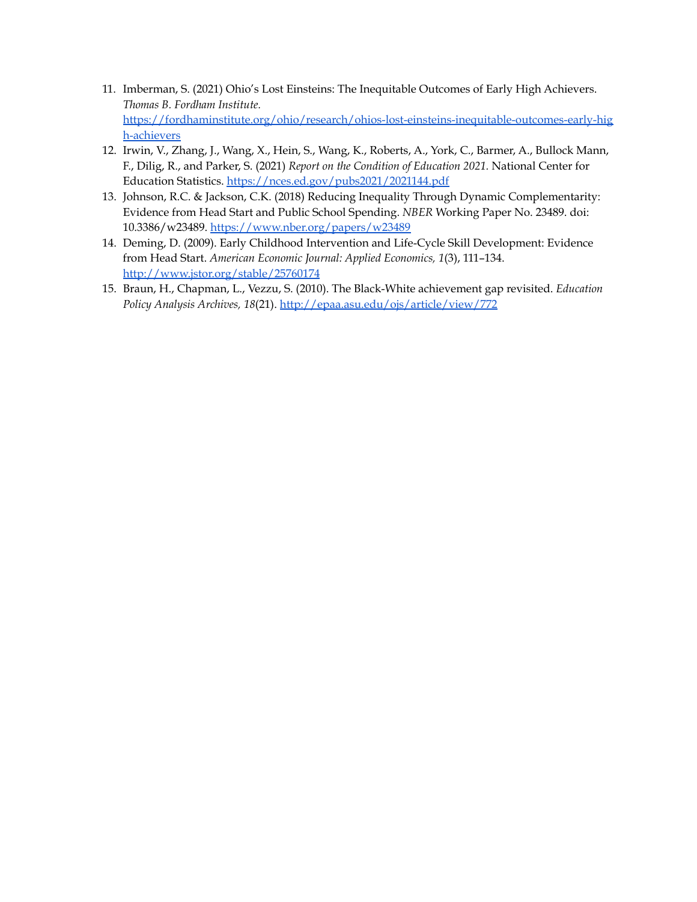11. Imberman, S. (2021) Ohio's Lost Einsteins: The Inequitable Outcomes of Early High Achievers. *Thomas B. Fordham Institute.* [https://fordhaminstitute.org/ohio/research/ohios-lost-einsteins-inequitable-outcomes-early-high-achievers](https://fordhaminstitute.org/ohio/research/ohios-lost-einsteins-inequitable-outcomes-early-high-achievers)
12. Irwin, V., Zhang, J., Wang, X., Hein, S., Wang, K., Roberts, A., York, C., Barmer, A., Bullock Mann, F., Dilig, R., and Parker, S. (2021) *Report on the Condition of Education 2021.* National Center for Education Statistics. [https://nces.ed.gov/pubs2021/2021144.pdf](https://nces.ed.gov/pubs2021/2021144.pdf)
13. Johnson, R.C. & Jackson, C.K. (2018) Reducing Inequality Through Dynamic Complementarity: Evidence from Head Start and Public School Spending. *NBER* Working Paper No. 23489. doi: 10.3386/w23489. [https://www.nber.org/papers/w23489](https://www.nber.org/papers/w23489)
14. Deming, D. (2009). Early Childhood Intervention and Life-Cycle Skill Development: Evidence from Head Start. *American Economic Journal: Applied Economics, 1*(3), 111–134. [http://www.jstor.org/stable/25760174](http://www.jstor.org/stable/25760174)
15. Braun, H., Chapman, L., Vezzu, S. (2010). The Black-White achievement gap revisited. *Education Policy Analysis Archives, 18*(21). [http://epaa.asu.edu/ojs/article/view/772](http://epaa.asu.edu/ojs/article/view/772)